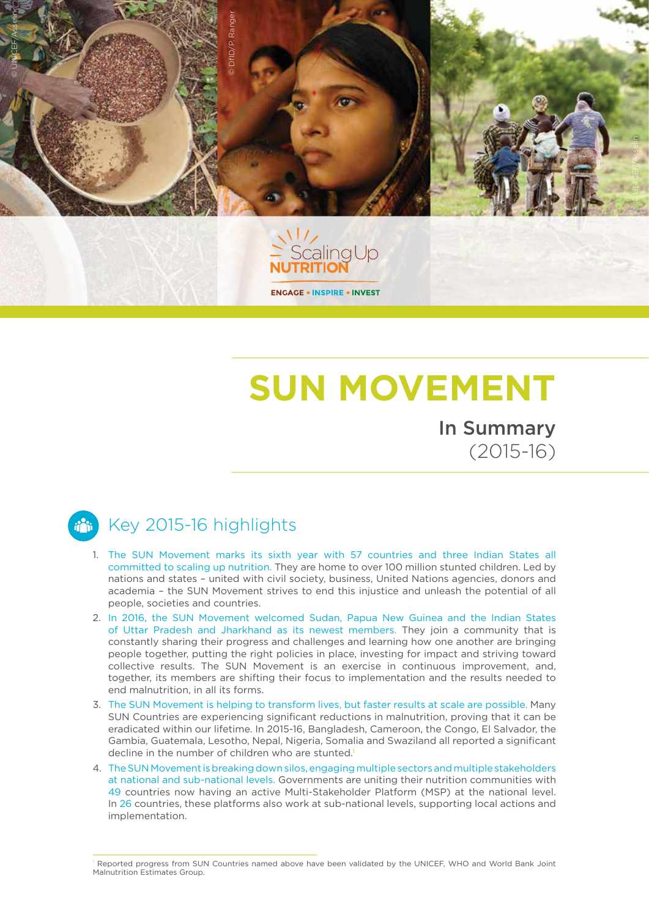# SUN MOVEMENT

## In Summary (2015-16)

## Key 2015-16 highlights

1. The SUN Movement marks its sixth year with 57 countries and three Indian States all committed to scaling up nutrition. They are home to over 100 million stunted children. Led by nations and states – united with civil society, business, United Nations agencies, donors and academia – the SUN Movement strives to end this injustice and unleash the potential of all people, societies and countries.
2. In 2016, the SUN Movement welcomed Sudan, Papua New Guinea and the Indian States of Uttar Pradesh and Jharkhand as its newest members. They join a community that is constantly sharing their progress and challenges and learning how one another are bringing people together, putting the right policies in place, investing for impact and striving toward collective results. The SUN Movement is an exercise in continuous improvement, and, together, its members are shifting their focus to implementation and the results needed to end malnutrition, in all its forms.
3. The SUN Movement is helping to transform lives, but faster results at scale are possible. Many SUN Countries are experiencing significant reductions in malnutrition, proving that it can be eradicated within our lifetime. In 2015-16, Bangladesh, Cameroon, the Congo, El Salvador, the Gambia, Guatemala, Lesotho, Nepal, Nigeria, Somalia and Swaziland all reported a significant decline in the number of children who are stunted.[1]
4. The SUN Movement is breaking down silos, engaging multiple sectors and multiple stakeholders at national and sub-national levels. Governments are uniting their nutrition communities with 49 countries now having an active Multi-Stakeholder Platform (MSP) at the national level. In 26 countries, these platforms also work at sub-national levels, supporting local actions and implementation.

[1] Reported progress from SUN Countries named above have been validated by the UNICEF, WHO and World Bank Joint Malnutrition Estimates Group.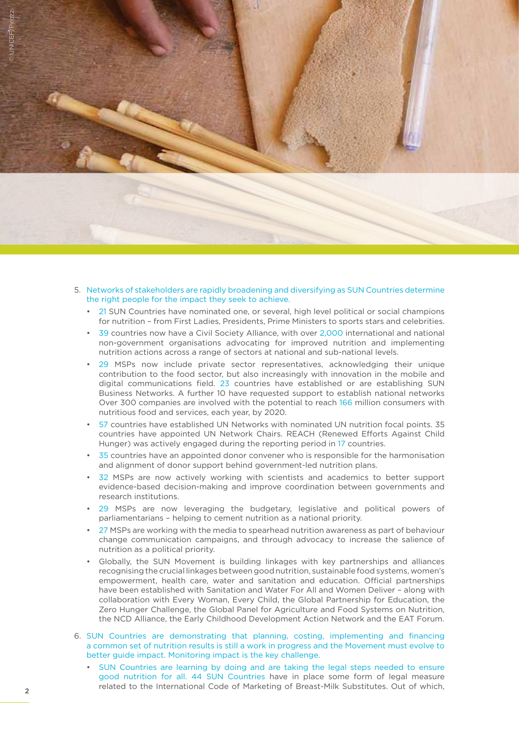5. Networks of stakeholders are rapidly broadening and diversifying as SUN Countries determine the right people for the impact they seek to achieve.
   - 21 SUN Countries have nominated one, or several, high level political or social champions for nutrition – from First Ladies, Presidents, Prime Ministers to sports stars and celebrities.
   - 39 countries now have a Civil Society Alliance, with over 2,000 international and national non-government organisations advocating for improved nutrition and implementing nutrition actions across a range of sectors at national and sub-national levels.
   - 29 MSPs now include private sector representatives, acknowledging their unique contribution to the food sector, but also increasingly with innovation in the mobile and digital communications field. 23 countries have established or are establishing SUN Business Networks. A further 10 have requested support to establish national networks Over 300 companies are involved with the potential to reach 166 million consumers with nutritious food and services, each year, by 2020.
   - 57 countries have established UN Networks with nominated UN nutrition focal points. 35 countries have appointed UN Network Chairs. REACH (Renewed Efforts Against Child Hunger) was actively engaged during the reporting period in 17 countries.
   - 35 countries have an appointed donor convener who is responsible for the harmonisation and alignment of donor support behind government-led nutrition plans.
   - 32 MSPs are now actively working with scientists and academics to better support evidence-based decision-making and improve coordination between governments and research institutions.
   - 29 MSPs are now leveraging the budgetary, legislative and political powers of parliamentarians – helping to cement nutrition as a national priority.
   - 27 MSPs are working with the media to spearhead nutrition awareness as part of behaviour change communication campaigns, and through advocacy to increase the salience of nutrition as a political priority.
   - Globally, the SUN Movement is building linkages with key partnerships and alliances recognising the crucial linkages between good nutrition, sustainable food systems, women's empowerment, health care, water and sanitation and education. Official partnerships have been established with Sanitation and Water For All and Women Deliver – along with collaboration with Every Woman, Every Child, the Global Partnership for Education, the Zero Hunger Challenge, the Global Panel for Agriculture and Food Systems on Nutrition, the NCD Alliance, the Early Childhood Development Action Network and the EAT Forum.

6. SUN Countries are demonstrating that planning, costing, implementing and financing a common set of nutrition results is still a work in progress and the Movement must evolve to better guide impact. Monitoring impact is the key challenge.
   - SUN Countries are learning by doing and are taking the legal steps needed to ensure good nutrition for all. 44 SUN Countries have in place some form of legal measure related to the International Code of Marketing of Breast-Milk Substitutes. Out of which,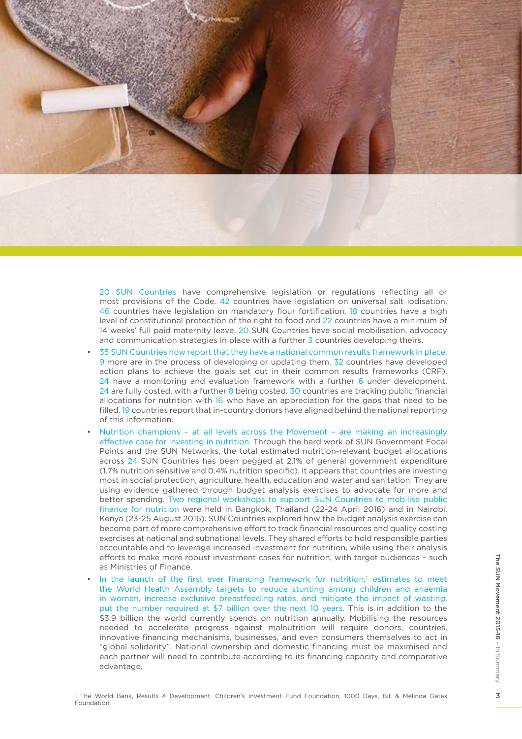20 SUN Countries have comprehensive legislation or regulations reflecting all or most provisions of the Code. 42 countries have legislation on universal salt iodisation, 46 countries have legislation on mandatory flour fortification, 18 countries have a high level of constitutional protection of the right to food and 22 countries have a minimum of 14 weeks' full paid maternity leave. 20 SUN Countries have social mobilisation, advocacy and communication strategies in place with a further 3 countries developing theirs.

- 35 SUN Countries now report that they have a national common results framework in place. 9 more are in the process of developing or updating them. 32 countries have developed action plans to achieve the goals set out in their common results frameworks (CRF). 24 have a monitoring and evaluation framework with a further 6 under development. 24 are fully costed, with a further 8 being costed. 30 countries are tracking public financial allocations for nutrition with 16 who have an appreciation for the gaps that need to be filled. 19 countries report that in-country donors have aligned behind the national reporting of this information.
- Nutrition champions – at all levels across the Movement – are making an increasingly effective case for investing in nutrition. Through the hard work of SUN Government Focal Points and the SUN Networks, the total estimated nutrition-relevant budget allocations across 24 SUN Countries has been pegged at 2.1% of general government expenditure (1.7% nutrition sensitive and 0.4% nutrition specific). It appears that countries are investing most in social protection, agriculture, health, education and water and sanitation. They are using evidence gathered through budget analysis exercises to advocate for more and better spending. Two regional workshops to support SUN Countries to mobilise public finance for nutrition were held in Bangkok, Thailand (22-24 April 2016) and in Nairobi, Kenya (23-25 August 2016). SUN Countries explored how the budget analysis exercise can become part of more comprehensive effort to track financial resources and quality costing exercises at national and subnational levels. They shared efforts to hold responsible parties accountable and to leverage increased investment for nutrition, while using their analysis efforts to make more robust investment cases for nutrition, with target audiences – such as Ministries of Finance.
- In the launch of the first ever financing framework for nutrition,[2] estimates to meet the World Health Assembly targets to reduce stunting among children and anaemia in women, increase exclusive breastfeeding rates, and mitigate the impact of wasting, put the number required at $7 billion over the next 10 years. This is in addition to the $3.9 billion the world currently spends on nutrition annually. Mobilising the resources needed to accelerate progress against malnutrition will require donors, countries, innovative financing mechanisms, businesses, and even consumers themselves to act in "global solidarity". National ownership and domestic financing must be maximised and each partner will need to contribute according to its financing capacity and comparative advantage.

[2] The World Bank, Results 4 Development, Children's Investment Fund Foundation, 1000 Days, Bill & Melinda Gates Foundation.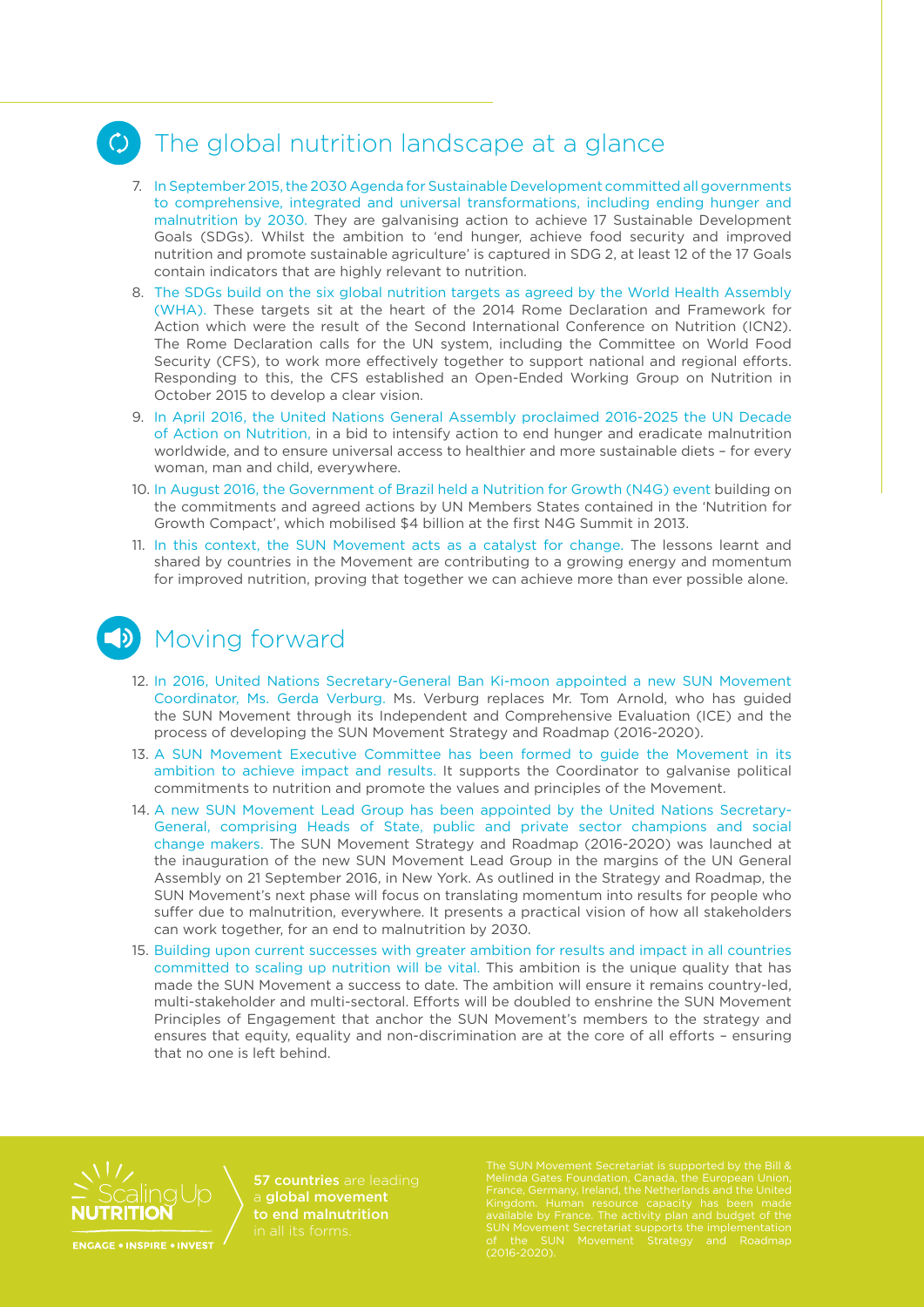## The global nutrition landscape at a glance

7. In September 2015, the 2030 Agenda for Sustainable Development committed all governments to comprehensive, integrated and universal transformations, including ending hunger and malnutrition by 2030. They are galvanising action to achieve 17 Sustainable Development Goals (SDGs). Whilst the ambition to 'end hunger, achieve food security and improved nutrition and promote sustainable agriculture' is captured in SDG 2, at least 12 of the 17 Goals contain indicators that are highly relevant to nutrition.
8. The SDGs build on the six global nutrition targets as agreed by the World Health Assembly (WHA). These targets sit at the heart of the 2014 Rome Declaration and Framework for Action which were the result of the Second International Conference on Nutrition (ICN2). The Rome Declaration calls for the UN system, including the Committee on World Food Security (CFS), to work more effectively together to support national and regional efforts. Responding to this, the CFS established an Open-Ended Working Group on Nutrition in October 2015 to develop a clear vision.
9. In April 2016, the United Nations General Assembly proclaimed 2016-2025 the UN Decade of Action on Nutrition, in a bid to intensify action to end hunger and eradicate malnutrition worldwide, and to ensure universal access to healthier and more sustainable diets – for every woman, man and child, everywhere.
10. In August 2016, the Government of Brazil held a Nutrition for Growth (N4G) event building on the commitments and agreed actions by UN Members States contained in the 'Nutrition for Growth Compact', which mobilised $4 billion at the first N4G Summit in 2013.
11. In this context, the SUN Movement acts as a catalyst for change. The lessons learnt and shared by countries in the Movement are contributing to a growing energy and momentum for improved nutrition, proving that together we can achieve more than ever possible alone.

## Moving forward

12. In 2016, United Nations Secretary-General Ban Ki-moon appointed a new SUN Movement Coordinator, Ms. Gerda Verburg. Ms. Verburg replaces Mr. Tom Arnold, who has guided the SUN Movement through its Independent and Comprehensive Evaluation (ICE) and the process of developing the SUN Movement Strategy and Roadmap (2016-2020).
13. A SUN Movement Executive Committee has been formed to guide the Movement in its ambition to achieve impact and results. It supports the Coordinator to galvanise political commitments to nutrition and promote the values and principles of the Movement.
14. A new SUN Movement Lead Group has been appointed by the United Nations Secretary-General, comprising Heads of State, public and private sector champions and social change makers. The SUN Movement Strategy and Roadmap (2016-2020) was launched at the inauguration of the new SUN Movement Lead Group in the margins of the UN General Assembly on 21 September 2016, in New York. As outlined in the Strategy and Roadmap, the SUN Movement's next phase will focus on translating momentum into results for people who suffer due to malnutrition, everywhere. It presents a practical vision of how all stakeholders can work together, for an end to malnutrition by 2030.
15. Building upon current successes with greater ambition for results and impact in all countries committed to scaling up nutrition will be vital. This ambition is the unique quality that has made the SUN Movement a success to date. The ambition will ensure it remains country-led, multi-stakeholder and multi-sectoral. Efforts will be doubled to enshrine the SUN Movement Principles of Engagement that anchor the SUN Movement's members to the strategy and ensures that equity, equality and non-discrimination are at the core of all efforts – ensuring that no one is left behind.

Scaling Up NUTRITION

ENGAGE • INSPIRE • INVEST

**57 countries** are leading a **global movement to end malnutrition** in all its forms.

The SUN Movement Secretariat is supported by the Bill & Melinda Gates Foundation, Canada, the European Union, France, Germany, Ireland, the Netherlands and the United Kingdom. Human resource capacity has been made available by France. The activity plan and budget of the SUN Movement Secretariat supports the implementation of the SUN Movement Strategy and Roadmap (2016-2020).